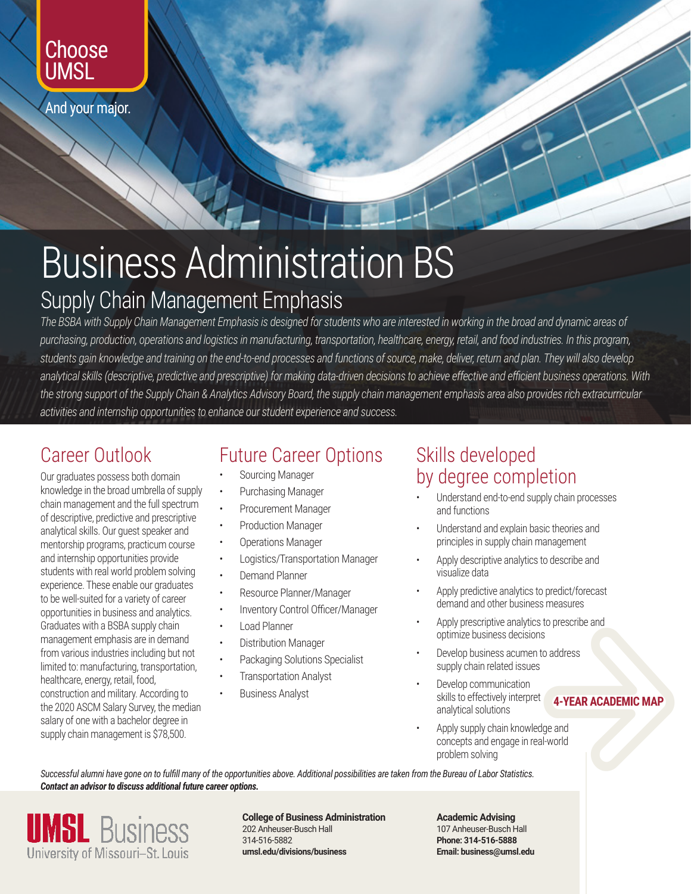Choose UMSL

And your major.

# Business Administration BS

## Supply Chain Management Emphasis

*The BSBA with Supply Chain Management Emphasis is designed for students who are interested in working in the broad and dynamic areas of purchasing, production, operations and logistics in manufacturing, transportation, healthcare, energy, retail, and food industries. In this program, students gain knowledge and training on the end-to-end processes and functions of source, make, deliver, return and plan. They will also develop analytical skills (descriptive, predictive and prescriptive) for making data-driven decisions to achieve effective and efficient business operations. With the strong support of the Supply Chain & Analytics Advisory Board, the supply chain management emphasis area also provides rich extracurricular activities and internship opportunities to enhance our student experience and success.*

## Career Outlook

Our graduates possess both domain knowledge in the broad umbrella of supply chain management and the full spectrum of descriptive, predictive and prescriptive analytical skills. Our guest speaker and mentorship programs, practicum course and internship opportunities provide students with real world problem solving experience. These enable our graduates to be well-suited for a variety of career opportunities in business and analytics. Graduates with a BSBA supply chain management emphasis are in demand from various industries including but not limited to: manufacturing, transportation, healthcare, energy, retail, food, construction and military. According to the 2020 ASCM Salary Survey, the median salary of one with a bachelor degree in supply chain management is $78,500.

## Future Career Options

- Sourcing Manager
- Purchasing Manager
- Procurement Manager
- Production Manager
- Operations Manager
- Logistics/Transportation Manager
- Demand Planner
- Resource Planner/Manager
- Inventory Control Officer/Manager
- Load Planner
- Distribution Manager
- Packaging Solutions Specialist
- Transportation Analyst
- Business Analyst

## Skills developed by degree completion

- Understand end-to-end supply chain processes and functions
- Understand and explain basic theories and principles in supply chain management
- Apply descriptive analytics to describe and visualize data
- Apply predictive analytics to predict/forecast demand and other business measures
- Apply prescriptive analytics to prescribe and optimize business decisions
- Develop business acumen to address supply chain related issues
- Develop communication skills to effectively interpret analytical solutions
- Apply supply chain knowledge and concepts and engage in real-world problem solving

**4-YEAR ACADEMIC MAP**

*Successful alumni have gone on to fulfill many of the opportunities above. Additional possibilities are taken from the Bureau of Labor Statistics.*
***Contact an advisor to discuss additional future career options.***

UMSL Business
University of Missouri–St. Louis

**College of Business Administration**
202 Anheuser-Busch Hall
314-516-5882
**umsl.edu/divisions/business**

**Academic Advising**
107 Anheuser-Busch Hall
**Phone: 314-516-5888**
**Email: business@umsl.edu**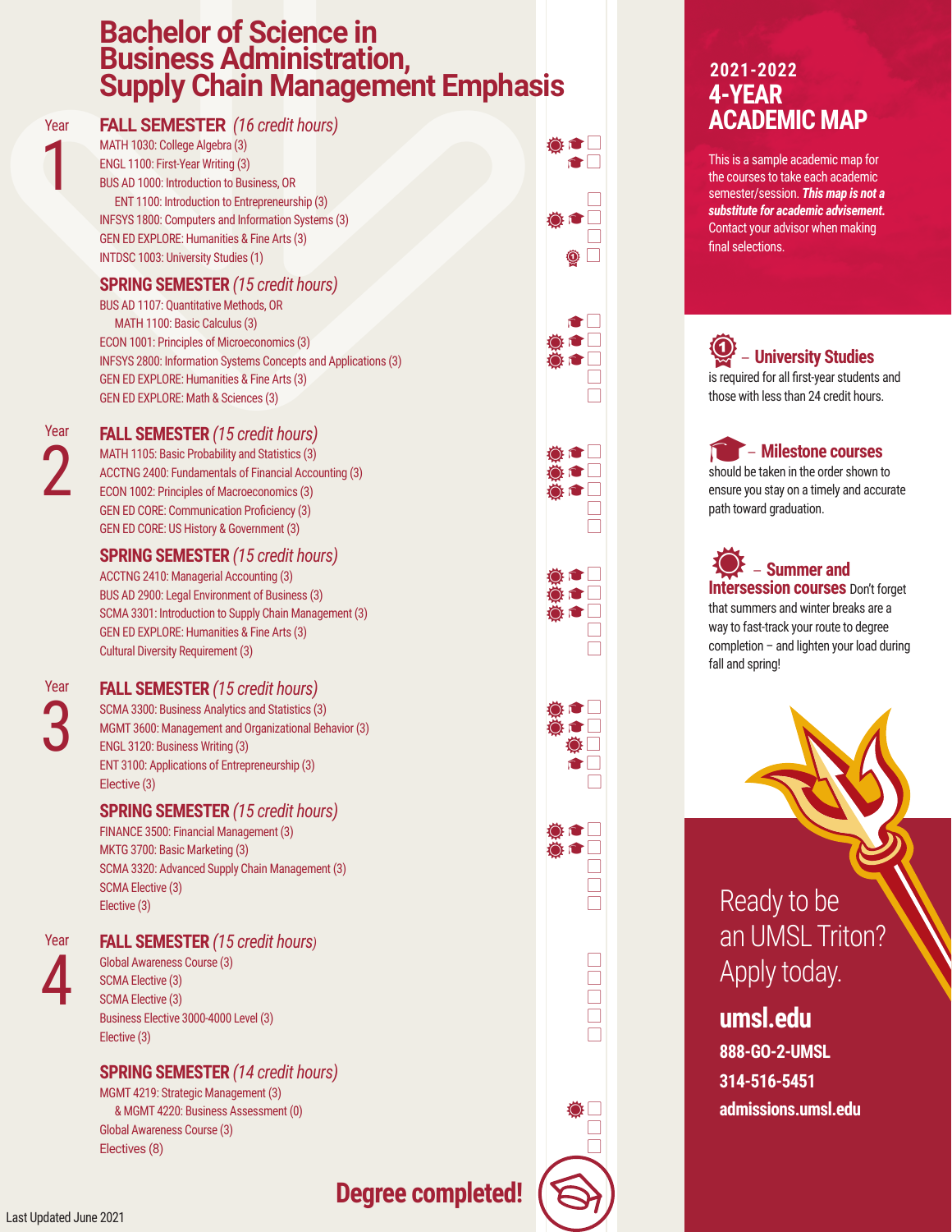# Bachelor of Science in Business Administration, Supply Chain Management Emphasis

## Year 1

### FALL SEMESTER *(16 credit hours)*

- MATH 1030: College Algebra (3)
- ENGL 1100: First-Year Writing (3)
- BUS AD 1000: Introduction to Business, OR
  ENT 1100: Introduction to Entrepreneurship (3)
- INFSYS 1800: Computers and Information Systems (3)
- GEN ED EXPLORE: Humanities & Fine Arts (3)
- INTDSC 1003: University Studies (1)

### SPRING SEMESTER *(15 credit hours)*

- BUS AD 1107: Quantitative Methods, OR
  MATH 1100: Basic Calculus (3)
- ECON 1001: Principles of Microeconomics (3)
- INFSYS 2800: Information Systems Concepts and Applications (3)
- GEN ED EXPLORE: Humanities & Fine Arts (3)
- GEN ED EXPLORE: Math & Sciences (3)

## Year 2

### FALL SEMESTER *(15 credit hours)*

- MATH 1105: Basic Probability and Statistics (3)
- ACCTNG 2400: Fundamentals of Financial Accounting (3)
- ECON 1002: Principles of Macroeconomics (3)
- GEN ED CORE: Communication Proficiency (3)
- GEN ED CORE: US History & Government (3)

### SPRING SEMESTER *(15 credit hours)*

- ACCTNG 2410: Managerial Accounting (3)
- BUS AD 2900: Legal Environment of Business (3)
- SCMA 3301: Introduction to Supply Chain Management (3)
- GEN ED EXPLORE: Humanities & Fine Arts (3)
- Cultural Diversity Requirement (3)

## Year 3

### FALL SEMESTER *(15 credit hours)*

- SCMA 3300: Business Analytics and Statistics (3)
- MGMT 3600: Management and Organizational Behavior (3)
- ENGL 3120: Business Writing (3)
- ENT 3100: Applications of Entrepreneurship (3)
- Elective (3)

### SPRING SEMESTER *(15 credit hours)*

- FINANCE 3500: Financial Management (3)
- MKTG 3700: Basic Marketing (3)
- SCMA 3320: Advanced Supply Chain Management (3)
- SCMA Elective (3)
- Elective (3)

## Year 4

### FALL SEMESTER *(15 credit hours)*

- Global Awareness Course (3)
- SCMA Elective (3)
- SCMA Elective (3)
- Business Elective 3000-4000 Level (3)
- Elective (3)

### SPRING SEMESTER *(14 credit hours)*

- MGMT 4219: Strategic Management (3)
  & MGMT 4220: Business Assessment (0)
- Global Awareness Course (3)
- Electives (8)

**Degree completed!**

Last Updated June 2021

## 2021-2022 4-YEAR ACADEMIC MAP

This is a sample academic map for the courses to take each academic semester/session. ***This map is not a substitute for academic advisement.*** Contact your advisor when making final selections.

**– University Studies** is required for all first-year students and those with less than 24 credit hours.

**– Milestone courses** should be taken in the order shown to ensure you stay on a timely and accurate path toward graduation.

**– Summer and Intersession courses** Don't forget that summers and winter breaks are a way to fast-track your route to degree completion – and lighten your load during fall and spring!

Ready to be an UMSL Triton? Apply today.

**umsl.edu**

**888-GO-2-UMSL**

**314-516-5451**

**admissions.umsl.edu**